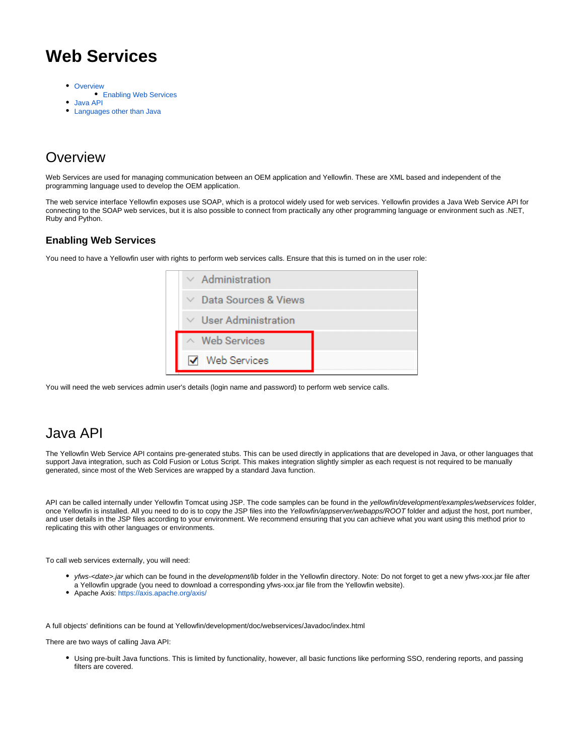# Web Services

- Overview
  - Enabling Web Services
- Java API
- Languages other than Java

## Overview

Web Services are used for managing communication between an OEM application and Yellowfin. These are XML based and independent of the programming language used to develop the OEM application.

The web service interface Yellowfin exposes use SOAP, which is a protocol widely used for web services. Yellowfin provides a Java Web Service API for connecting to the SOAP web services, but it is also possible to connect from practically any other programming language or environment such as .NET, Ruby and Python.

### Enabling Web Services

You need to have a Yellowfin user with rights to perform web services calls. Ensure that this is turned on in the user role:

You will need the web services admin user's details (login name and password) to perform web service calls.

## Java API

The Yellowfin Web Service API contains pre-generated stubs. This can be used directly in applications that are developed in Java, or other languages that support Java integration, such as Cold Fusion or Lotus Script. This makes integration slightly simpler as each request is not required to be manually generated, since most of the Web Services are wrapped by a standard Java function.

API can be called internally under Yellowfin Tomcat using JSP. The code samples can be found in the *yellowfin/development/examples/webservices* folder, once Yellowfin is installed. All you need to do is to copy the JSP files into the *Yellowfin/appserver/webapps/ROOT* folder and adjust the host, port number, and user details in the JSP files according to your environment. We recommend ensuring that you can achieve what you want using this method prior to replicating this with other languages or environments.

To call web services externally, you will need:

- *yfws-<date>.jar* which can be found in the *development/lib* folder in the Yellowfin directory. Note: Do not forget to get a new yfws-xxx.jar file after a Yellowfin upgrade (you need to download a corresponding yfws-xxx.jar file from the Yellowfin website).
- Apache Axis: https://axis.apache.org/axis/

A full objects' definitions can be found at Yellowfin/development/doc/webservices/Javadoc/index.html

There are two ways of calling Java API:

- Using pre-built Java functions. This is limited by functionality, however, all basic functions like performing SSO, rendering reports, and passing filters are covered.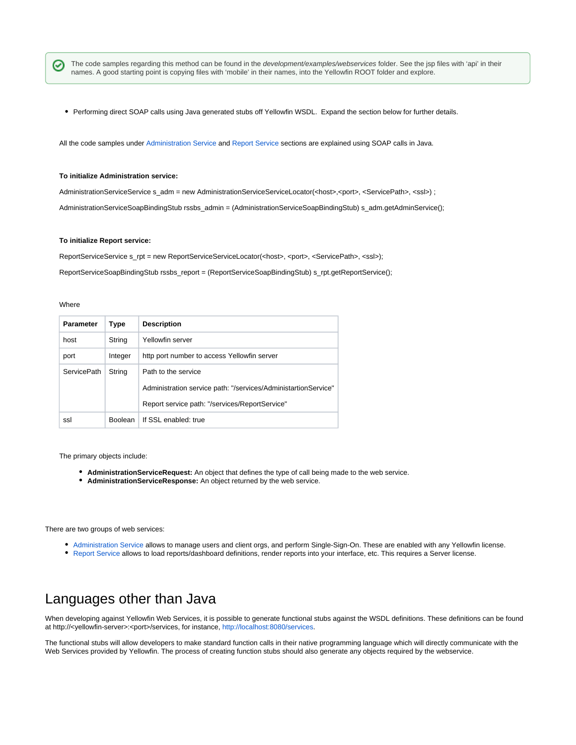The code samples regarding this method can be found in the *development/examples/webservices* folder. See the jsp files with 'api' in their names. A good starting point is copying files with 'mobile' in their names, into the Yellowfin ROOT folder and explore.

- Performing direct SOAP calls using Java generated stubs off Yellowfin WSDL. Expand the section below for further details.

All the code samples under Administration Service and Report Service sections are explained using SOAP calls in Java.

**To initialize Administration service:**

AdministrationServiceService s_adm = new AdministrationServiceServiceLocator(<host>,<port>, <ServicePath>, <ssl>) ;

AdministrationServiceSoapBindingStub rssbs_admin = (AdministrationServiceSoapBindingStub) s_adm.getAdminService();

**To initialize Report service:**

ReportServiceService s_rpt = new ReportServiceServiceLocator(<host>, <port>, <ServicePath>, <ssl>);

ReportServiceSoapBindingStub rssbs_report = (ReportServiceSoapBindingStub) s_rpt.getReportService();

Where

| Parameter | Type | Description |
| --- | --- | --- |
| host | String | Yellowfin server |
| port | Integer | http port number to access Yellowfin server |
| ServicePath | String | Path to the service<br><br>Administration service path: "/services/AdministartionService"<br><br>Report service path: "/services/ReportService" |
| ssl | Boolean | If SSL enabled: true |

The primary objects include:

- **AdministrationServiceRequest:** An object that defines the type of call being made to the web service.
- **AdministrationServiceResponse:** An object returned by the web service.

There are two groups of web services:

- Administration Service allows to manage users and client orgs, and perform Single-Sign-On. These are enabled with any Yellowfin license.
- Report Service allows to load reports/dashboard definitions, render reports into your interface, etc. This requires a Server license.

# Languages other than Java

When developing against Yellowfin Web Services, it is possible to generate functional stubs against the WSDL definitions. These definitions can be found at http://<yellowfin-server>:<port>/services, for instance, http://localhost:8080/services.

The functional stubs will allow developers to make standard function calls in their native programming language which will directly communicate with the Web Services provided by Yellowfin. The process of creating function stubs should also generate any objects required by the webservice.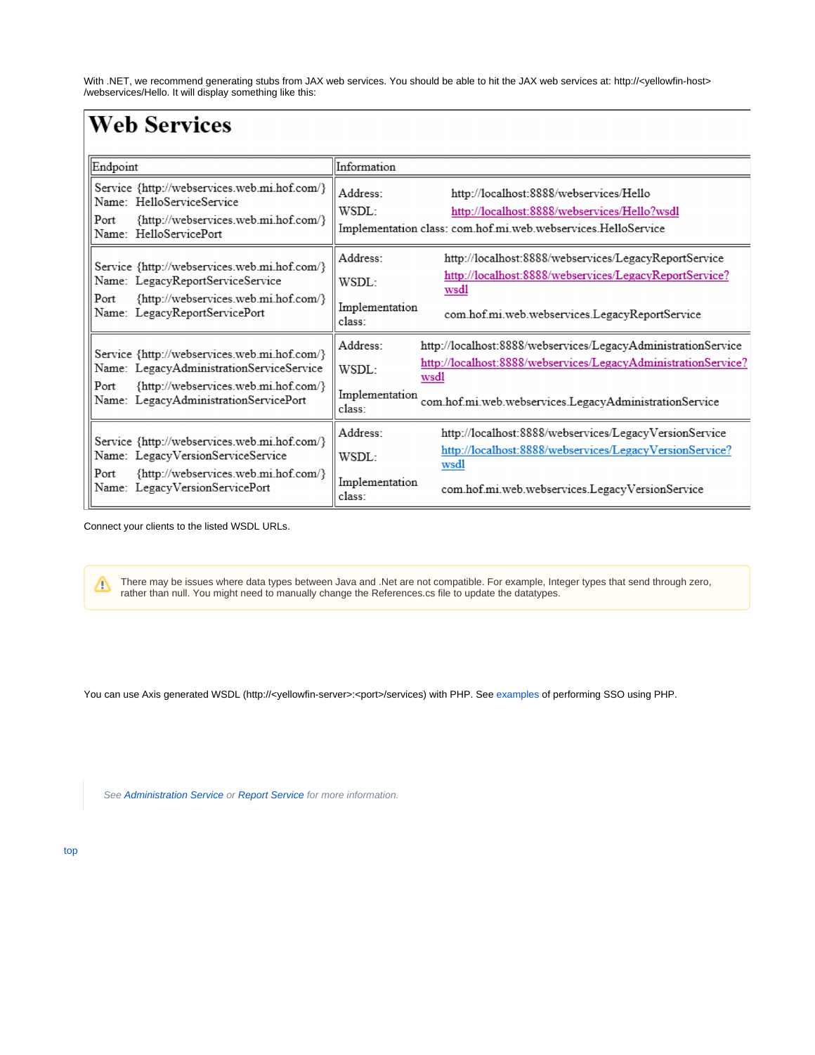With .NET, we recommend generating stubs from JAX web services. You should be able to hit the JAX web services at: http://<yellowfin-host>/webservices/Hello. It will display something like this:

# Web Services

| Endpoint | Information |
| --- | --- |
| Service Name: {http://webservices.web.mi.hof.com/}HelloServiceService<br>Port Name: {http://webservices.web.mi.hof.com/}HelloServicePort | Address: http://localhost:8888/webservices/Hello<br>WSDL: http://localhost:8888/webservices/Hello?wsdl<br>Implementation class: com.hof.mi.web.webservices.HelloService |
| Service Name: {http://webservices.web.mi.hof.com/}LegacyReportServiceService<br>Port Name: {http://webservices.web.mi.hof.com/}LegacyReportServicePort | Address: http://localhost:8888/webservices/LegacyReportService<br>WSDL: http://localhost:8888/webservices/LegacyReportService?wsdl<br>Implementation class: com.hof.mi.web.webservices.LegacyReportService |
| Service Name: {http://webservices.web.mi.hof.com/}LegacyAdministrationServiceService<br>Port Name: {http://webservices.web.mi.hof.com/}LegacyAdministrationServicePort | Address: http://localhost:8888/webservices/LegacyAdministrationService<br>WSDL: http://localhost:8888/webservices/LegacyAdministrationService?wsdl<br>Implementation class: com.hof.mi.web.webservices.LegacyAdministrationService |
| Service Name: {http://webservices.web.mi.hof.com/}LegacyVersionServiceService<br>Port Name: {http://webservices.web.mi.hof.com/}LegacyVersionServicePort | Address: http://localhost:8888/webservices/LegacyVersionService<br>WSDL: http://localhost:8888/webservices/LegacyVersionService?wsdl<br>Implementation class: com.hof.mi.web.webservices.LegacyVersionService |

Connect your clients to the listed WSDL URLs.

> ⚠ There may be issues where data types between Java and .Net are not compatible. For example, Integer types that send through zero, rather than null. You might need to manually change the References.cs file to update the datatypes.

You can use Axis generated WSDL (http://<yellowfin-server>:<port>/services) with PHP. See examples of performing SSO using PHP.

*See Administration Service or Report Service for more information.*

top